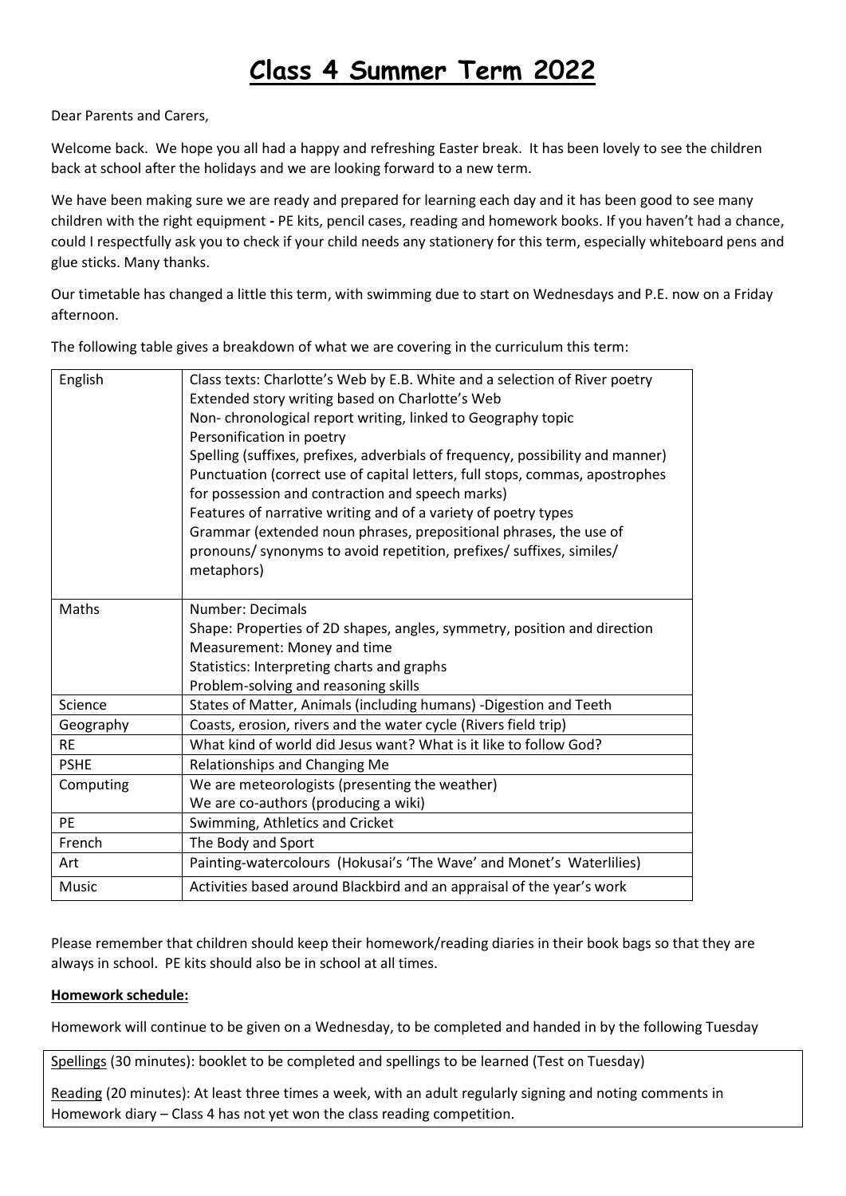# Class 4 Summer Term 2022

Dear Parents and Carers,

Welcome back. We hope you all had a happy and refreshing Easter break. It has been lovely to see the children back at school after the holidays and we are looking forward to a new term.

We have been making sure we are ready and prepared for learning each day and it has been good to see many children with the right equipment - PE kits, pencil cases, reading and homework books. If you haven't had a chance, could I respectfully ask you to check if your child needs any stationery for this term, especially whiteboard pens and glue sticks. Many thanks.

Our timetable has changed a little this term, with swimming due to start on Wednesdays and P.E. now on a Friday afternoon.

The following table gives a breakdown of what we are covering in the curriculum this term:

| | |
|---|---|
| English | Class texts: Charlotte's Web by E.B. White and a selection of River poetry<br>Extended story writing based on Charlotte's Web<br>Non- chronological report writing, linked to Geography topic<br>Personification in poetry<br>Spelling (suffixes, prefixes, adverbials of frequency, possibility and manner)<br>Punctuation (correct use of capital letters, full stops, commas, apostrophes for possession and contraction and speech marks)<br>Features of narrative writing and of a variety of poetry types<br>Grammar (extended noun phrases, prepositional phrases, the use of pronouns/ synonyms to avoid repetition, prefixes/ suffixes, similes/ metaphors) |
| Maths | Number: Decimals<br>Shape: Properties of 2D shapes, angles, symmetry, position and direction<br>Measurement: Money and time<br>Statistics: Interpreting charts and graphs<br>Problem-solving and reasoning skills |
| Science | States of Matter, Animals (including humans) -Digestion and Teeth |
| Geography | Coasts, erosion, rivers and the water cycle (Rivers field trip) |
| RE | What kind of world did Jesus want? What is it like to follow God? |
| PSHE | Relationships and Changing Me |
| Computing | We are meteorologists (presenting the weather)<br>We are co-authors (producing a wiki) |
| PE | Swimming, Athletics and Cricket |
| French | The Body and Sport |
| Art | Painting-watercolours (Hokusai's 'The Wave' and Monet's Waterlilies) |
| Music | Activities based around Blackbird and an appraisal of the year's work |

Please remember that children should keep their homework/reading diaries in their book bags so that they are always in school. PE kits should also be in school at all times.

**Homework schedule:**

Homework will continue to be given on a Wednesday, to be completed and handed in by the following Tuesday

Spellings (30 minutes): booklet to be completed and spellings to be learned (Test on Tuesday)

Reading (20 minutes): At least three times a week, with an adult regularly signing and noting comments in Homework diary – Class 4 has not yet won the class reading competition.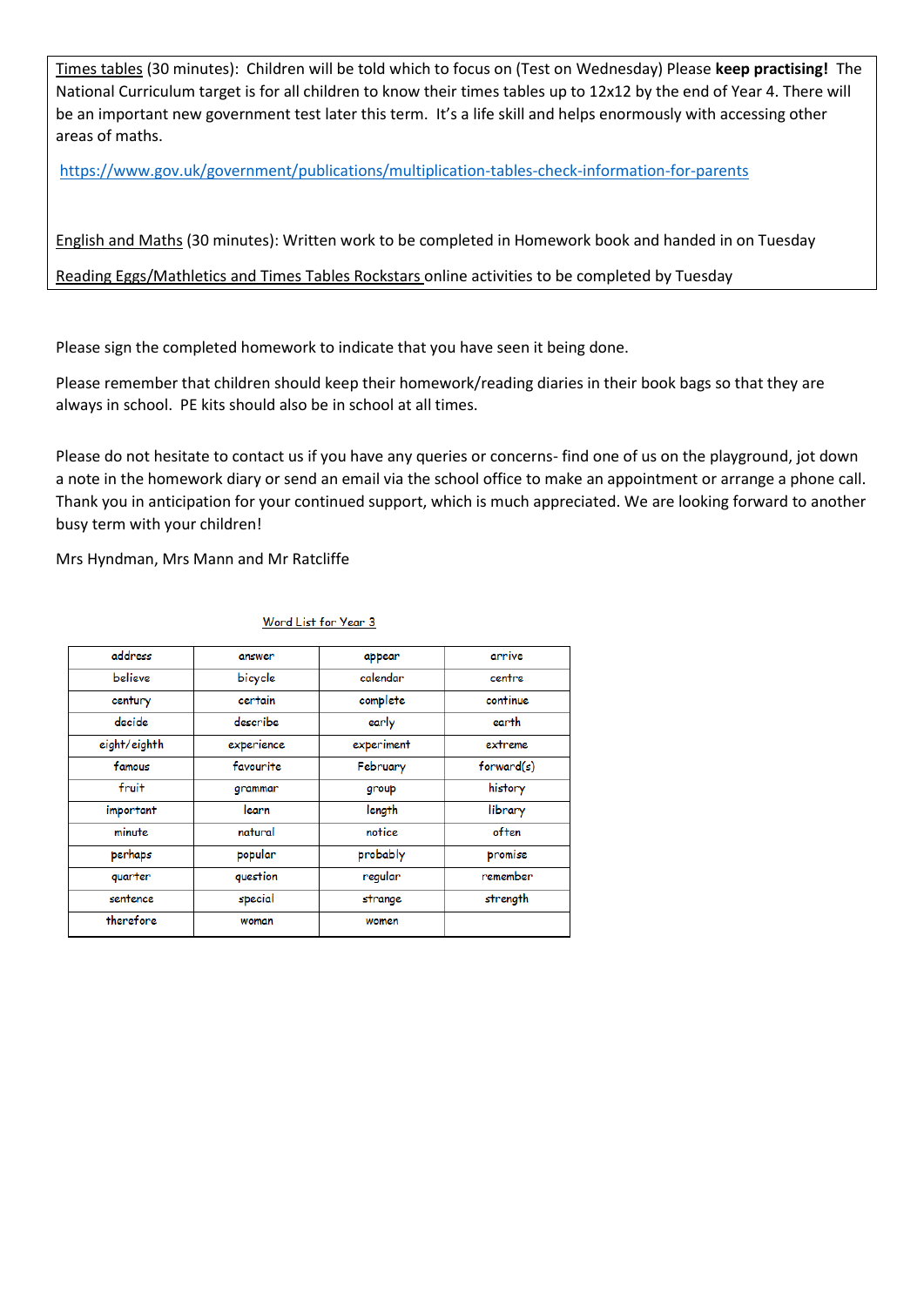Times tables (30 minutes): Children will be told which to focus on (Test on Wednesday) Please **keep practising!** The National Curriculum target is for all children to know their times tables up to 12x12 by the end of Year 4. There will be an important new government test later this term. It's a life skill and helps enormously with accessing other areas of maths.

https://www.gov.uk/government/publications/multiplication-tables-check-information-for-parents

English and Maths (30 minutes): Written work to be completed in Homework book and handed in on Tuesday

Reading Eggs/Mathletics and Times Tables Rockstars online activities to be completed by Tuesday

Please sign the completed homework to indicate that you have seen it being done.

Please remember that children should keep their homework/reading diaries in their book bags so that they are always in school. PE kits should also be in school at all times.

Please do not hesitate to contact us if you have any queries or concerns- find one of us on the playground, jot down a note in the homework diary or send an email via the school office to make an appointment or arrange a phone call. Thank you in anticipation for your continued support, which is much appreciated. We are looking forward to another busy term with your children!

Mrs Hyndman, Mrs Mann and Mr Ratcliffe

Word List for Year 3

| | | | |
|---|---|---|---|
| address | answer | appear | arrive |
| believe | bicycle | calendar | centre |
| century | certain | complete | continue |
| decide | describe | early | earth |
| eight/eighth | experience | experiment | extreme |
| famous | favourite | February | forward(s) |
| fruit | grammar | group | history |
| important | learn | length | library |
| minute | natural | notice | often |
| perhaps | popular | probably | promise |
| quarter | question | regular | remember |
| sentence | special | strange | strength |
| therefore | woman | women | |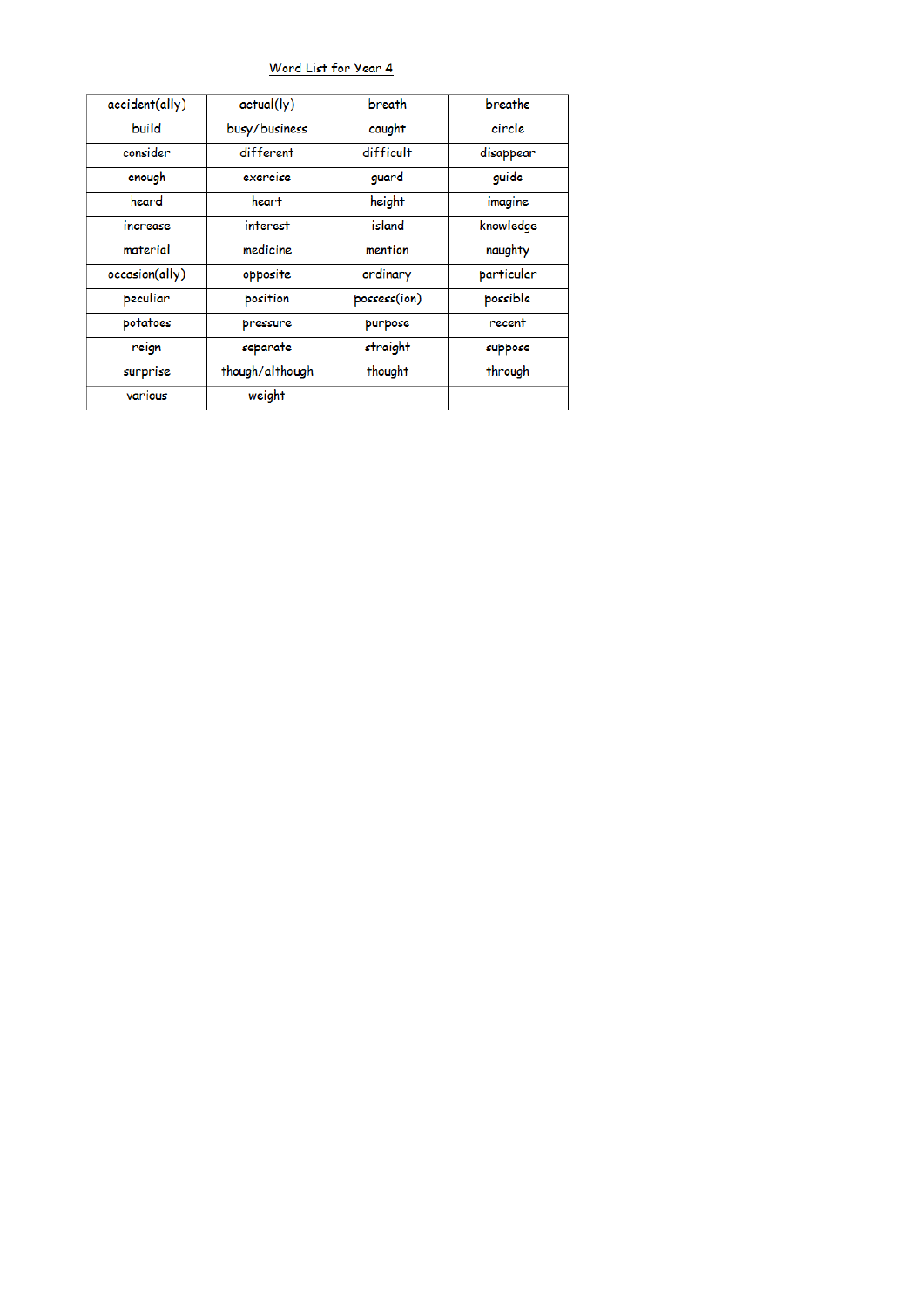Word List for Year 4

| | | | |
|---|---|---|---|
| accident(ally) | actual(ly) | breath | breathe |
| build | busy/business | caught | circle |
| consider | different | difficult | disappear |
| enough | exercise | guard | guide |
| heard | heart | height | imagine |
| increase | interest | island | knowledge |
| material | medicine | mention | naughty |
| occasion(ally) | opposite | ordinary | particular |
| peculiar | position | possess(ion) | possible |
| potatoes | pressure | purpose | recent |
| reign | separate | straight | suppose |
| surprise | though/although | thought | through |
| various | weight | | |